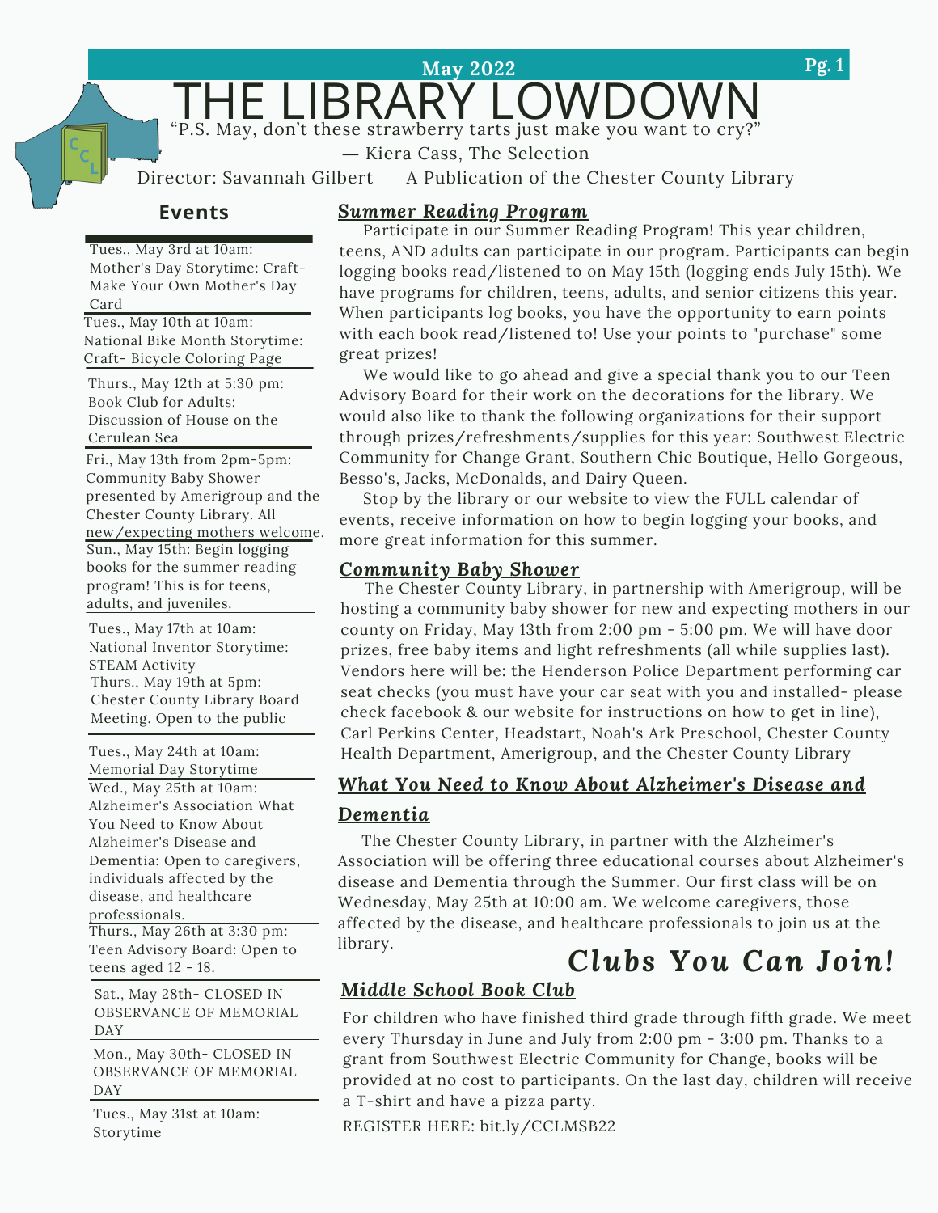May 2022

# THE LIBRARY LOWDOWN

"P.S. May, don't these strawberry tarts just make you want to cry?"

— Kiera Cass, The Selection

Director: Savannah Gilbert     A Publication of the Chester County Library

## Events

- Tues., May 3rd at 10am: Mother's Day Storytime: Craft- Make Your Own Mother's Day Card
- Tues., May 10th at 10am: National Bike Month Storytime: Craft- Bicycle Coloring Page
- Thurs., May 12th at 5:30 pm: Book Club for Adults: Discussion of House on the Cerulean Sea
- Fri., May 13th from 2pm-5pm: Community Baby Shower presented by Amerigroup and the Chester County Library. All new/expecting mothers welcome.
- Sun., May 15th: Begin logging books for the summer reading program! This is for teens, adults, and juveniles.
- Tues., May 17th at 10am: National Inventor Storytime: STEAM Activity
- Thurs., May 19th at 5pm: Chester County Library Board Meeting. Open to the public
- Tues., May 24th at 10am: Memorial Day Storytime
- Wed., May 25th at 10am: Alzheimer's Association What You Need to Know About Alzheimer's Disease and Dementia: Open to caregivers, individuals affected by the disease, and healthcare professionals.
- Thurs., May 26th at 3:30 pm: Teen Advisory Board: Open to teens aged 12 - 18.
- Sat., May 28th- CLOSED IN OBSERVANCE OF MEMORIAL DAY
- Mon., May 30th- CLOSED IN OBSERVANCE OF MEMORIAL DAY
- Tues., May 31st at 10am: Storytime

## *Summer Reading Program*

Participate in our Summer Reading Program! This year children, teens, AND adults can participate in our program. Participants can begin logging books read/listened to on May 15th (logging ends July 15th). We have programs for children, teens, adults, and senior citizens this year. When participants log books, you have the opportunity to earn points with each book read/listened to! Use your points to "purchase" some great prizes!

We would like to go ahead and give a special thank you to our Teen Advisory Board for their work on the decorations for the library. We would also like to thank the following organizations for their support through prizes/refreshments/supplies for this year: Southwest Electric Community for Change Grant, Southern Chic Boutique, Hello Gorgeous, Besso's, Jacks, McDonalds, and Dairy Queen.

Stop by the library or our website to view the FULL calendar of events, receive information on how to begin logging your books, and more great information for this summer.

## *Community Baby Shower*

The Chester County Library, in partnership with Amerigroup, will be hosting a community baby shower for new and expecting mothers in our county on Friday, May 13th from 2:00 pm - 5:00 pm. We will have door prizes, free baby items and light refreshments (all while supplies last). Vendors here will be: the Henderson Police Department performing car seat checks (you must have your car seat with you and installed- please check facebook & our website for instructions on how to get in line), Carl Perkins Center, Headstart, Noah's Ark Preschool, Chester County Health Department, Amerigroup, and the Chester County Library

## *What You Need to Know About Alzheimer's Disease and Dementia*

The Chester County Library, in partner with the Alzheimer's Association will be offering three educational courses about Alzheimer's disease and Dementia through the Summer. Our first class will be on Wednesday, May 25th at 10:00 am. We welcome caregivers, those affected by the disease, and healthcare professionals to join us at the library.

# *Clubs You Can Join!*

## *Middle School Book Club*

For children who have finished third grade through fifth grade. We meet every Thursday in June and July from 2:00 pm - 3:00 pm. Thanks to a grant from Southwest Electric Community for Change, books will be provided at no cost to participants. On the last day, children will receive a T-shirt and have a pizza party.

REGISTER HERE: bit.ly/CCLMSB22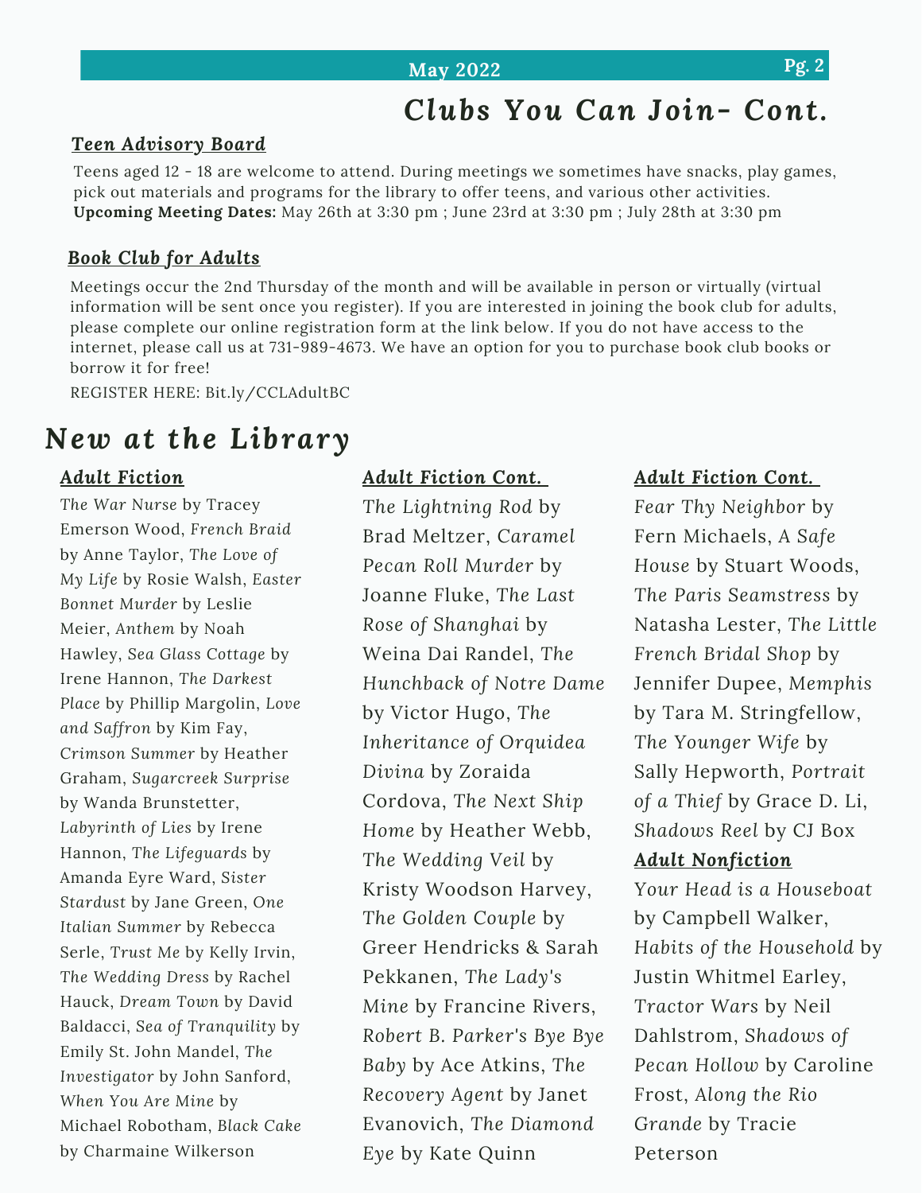# Clubs You Can Join- Cont.

## Teen Advisory Board

Teens aged 12 - 18 are welcome to attend. During meetings we sometimes have snacks, play games, pick out materials and programs for the library to offer teens, and various other activities.

**Upcoming Meeting Dates:** May 26th at 3:30 pm ; June 23rd at 3:30 pm ; July 28th at 3:30 pm

## Book Club for Adults

Meetings occur the 2nd Thursday of the month and will be available in person or virtually (virtual information will be sent once you register). If you are interested in joining the book club for adults, please complete our online registration form at the link below. If you do not have access to the internet, please call us at 731-989-4673. We have an option for you to purchase book club books or borrow it for free!

REGISTER HERE: Bit.ly/CCLAdultBC

# New at the Library

## Adult Fiction

*The War Nurse* by Tracey Emerson Wood, *French Braid* by Anne Taylor, *The Love of My Life* by Rosie Walsh, *Easter Bonnet Murder* by Leslie Meier, *Anthem* by Noah Hawley, *Sea Glass Cottage* by Irene Hannon, *The Darkest Place* by Phillip Margolin, *Love and Saffron* by Kim Fay, *Crimson Summer* by Heather Graham, *Sugarcreek Surprise* by Wanda Brunstetter, *Labyrinth of Lies* by Irene Hannon, *The Lifeguards* by Amanda Eyre Ward, *Sister Stardust* by Jane Green, *One Italian Summer* by Rebecca Serle, *Trust Me* by Kelly Irvin, *The Wedding Dress* by Rachel Hauck, *Dream Town* by David Baldacci, *Sea of Tranquility* by Emily St. John Mandel, *The Investigator* by John Sanford, *When You Are Mine* by Michael Robotham, *Black Cake* by Charmaine Wilkerson

## Adult Fiction Cont.

*The Lightning Rod* by Brad Meltzer, *Caramel Pecan Roll Murder* by Joanne Fluke, *The Last Rose of Shanghai* by Weina Dai Randel, *The Hunchback of Notre Dame* by Victor Hugo, *The Inheritance of Orquidea Divina* by Zoraida Cordova, *The Next Ship Home* by Heather Webb, *The Wedding Veil* by Kristy Woodson Harvey, *The Golden Couple* by Greer Hendricks & Sarah Pekkanen, *The Lady's Mine* by Francine Rivers, *Robert B. Parker's Bye Bye Baby* by Ace Atkins, *The Recovery Agent* by Janet Evanovich, *The Diamond Eye* by Kate Quinn

## Adult Fiction Cont.

*Fear Thy Neighbor* by Fern Michaels, *A Safe House* by Stuart Woods, *The Paris Seamstress* by Natasha Lester, *The Little French Bridal Shop* by Jennifer Dupee, *Memphis* by Tara M. Stringfellow, *The Younger Wife* by Sally Hepworth, *Portrait of a Thief* by Grace D. Li, *Shadows Reel* by CJ Box

## Adult Nonfiction

*Your Head is a Houseboat* by Campbell Walker, *Habits of the Household* by Justin Whitmel Earley, *Tractor Wars* by Neil Dahlstrom, *Shadows of Pecan Hollow* by Caroline Frost, *Along the Rio Grande* by Tracie Peterson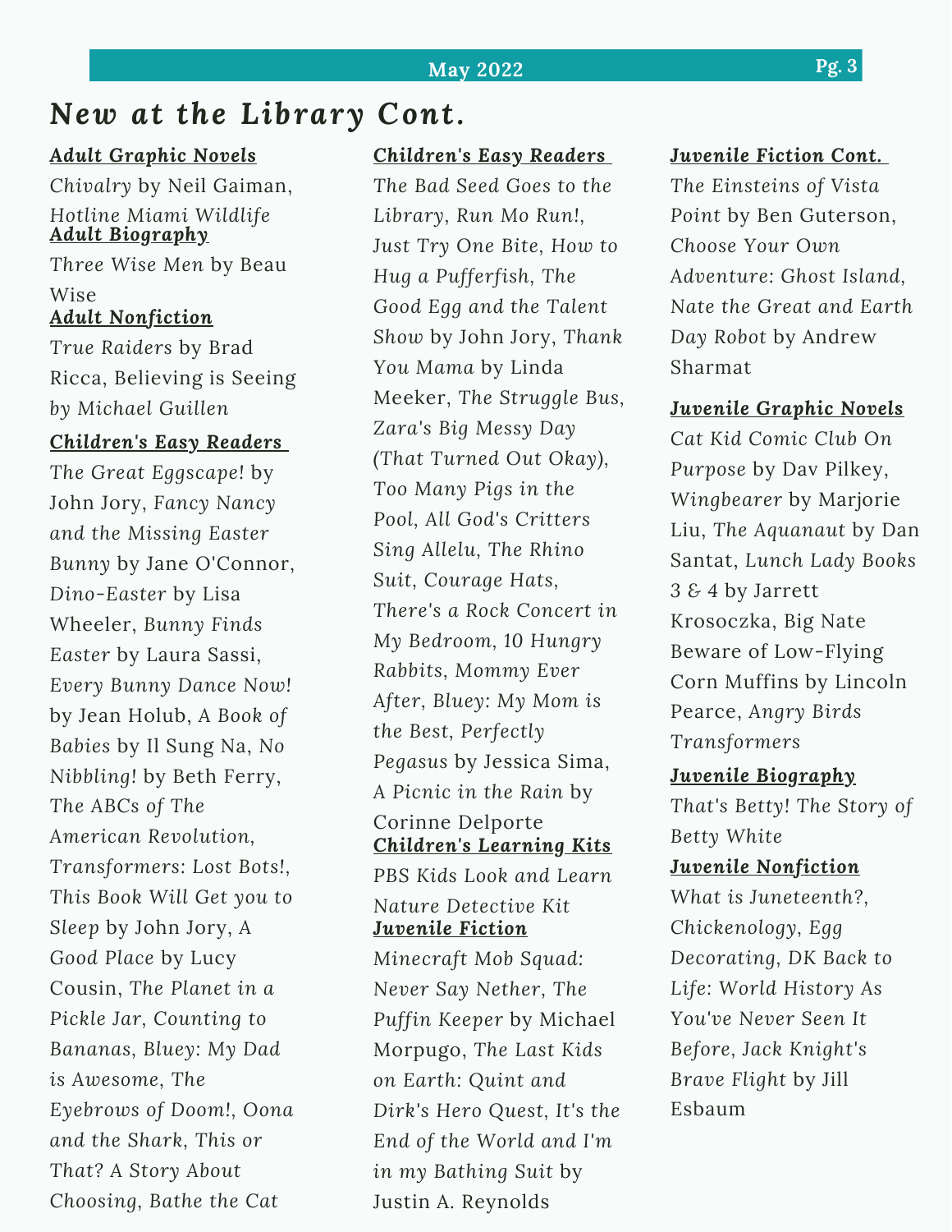# New at the Library Cont.

**Adult Graphic Novels**

*Chivalry* by Neil Gaiman, *Hotline Miami Wildlife*

**Adult Biography**

*Three Wise Men* by Beau Wise

**Adult Nonfiction**

*True Raiders* by Brad Ricca, Believing is Seeing *by Michael Guillen*

**Children's Easy Readers**

*The Great Eggscape!* by John Jory, *Fancy Nancy and the Missing Easter Bunny* by Jane O'Connor, *Dino-Easter* by Lisa Wheeler, *Bunny Finds Easter* by Laura Sassi, *Every Bunny Dance Now!* by Jean Holub, *A Book of Babies* by Il Sung Na, *No Nibbling!* by Beth Ferry, *The ABCs of The American Revolution*, *Transformers: Lost Bots!*, *This Book Will Get you to Sleep* by John Jory, *A Good Place* by Lucy Cousin, *The Planet in a Pickle Jar*, *Counting to Bananas*, *Bluey: My Dad is Awesome*, *The Eyebrows of Doom!*, *Oona and the Shark*, *This or That? A Story About Choosing*, *Bathe the Cat*

**Children's Easy Readers**

*The Bad Seed Goes to the Library*, *Run Mo Run!*, *Just Try One Bite*, *How to Hug a Pufferfish*, *The Good Egg and the Talent Show* by John Jory, *Thank You Mama* by Linda Meeker, *The Struggle Bus*, *Zara's Big Messy Day (That Turned Out Okay)*, *Too Many Pigs in the Pool*, *All God's Critters Sing Allelu*, *The Rhino Suit*, *Courage Hats*, *There's a Rock Concert in My Bedroom*, *10 Hungry Rabbits*, *Mommy Ever After*, *Bluey: My Mom is the Best*, *Perfectly Pegasus* by Jessica Sima, *A Picnic in the Rain* by Corinne Delporte

**Children's Learning Kits**

*PBS Kids Look and Learn Nature Detective Kit*

**Juvenile Fiction**

*Minecraft Mob Squad: Never Say Nether*, *The Puffin Keeper* by Michael Morpugo, *The Last Kids on Earth: Quint and Dirk's Hero Quest*, *It's the End of the World and I'm in my Bathing Suit* by Justin A. Reynolds

**Juvenile Fiction Cont.**

*The Einsteins of Vista Point* by Ben Guterson, *Choose Your Own Adventure: Ghost Island*, *Nate the Great and Earth Day Robot* by Andrew Sharmat

**Juvenile Graphic Novels**

*Cat Kid Comic Club On Purpose* by Dav Pilkey, *Wingbearer* by Marjorie Liu, *The Aquanaut* by Dan Santat, *Lunch Lady Books 3 & 4* by Jarrett Krosoczka, Big Nate Beware of Low-Flying Corn Muffins by Lincoln Pearce, *Angry Birds Transformers*

**Juvenile Biography**

*That's Betty! The Story of Betty White*

**Juvenile Nonfiction**

*What is Juneteenth?*, *Chickenology*, *Egg Decorating*, *DK Back to Life: World History As You've Never Seen It Before*, *Jack Knight's Brave Flight* by Jill Esbaum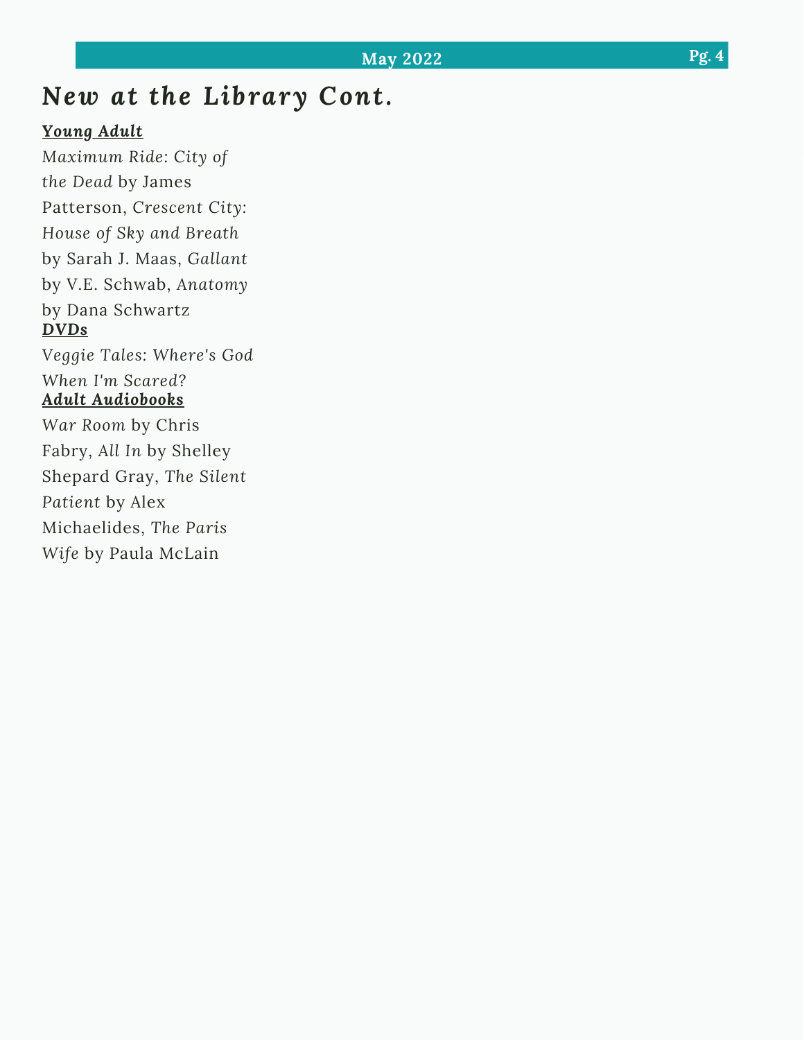# *New at the Library Cont.*

***Young Adult***

*Maximum Ride: City of the Dead* by James Patterson, *Crescent City: House of Sky and Breath* by Sarah J. Maas, *Gallant* by V.E. Schwab, *Anatomy* by Dana Schwartz

**DVDs**

*Veggie Tales: Where's God When I'm Scared?*

***Adult Audiobooks***

*War Room* by Chris Fabry, *All In* by Shelley Shepard Gray, *The Silent Patient* by Alex Michaelides, *The Paris Wife* by Paula McLain